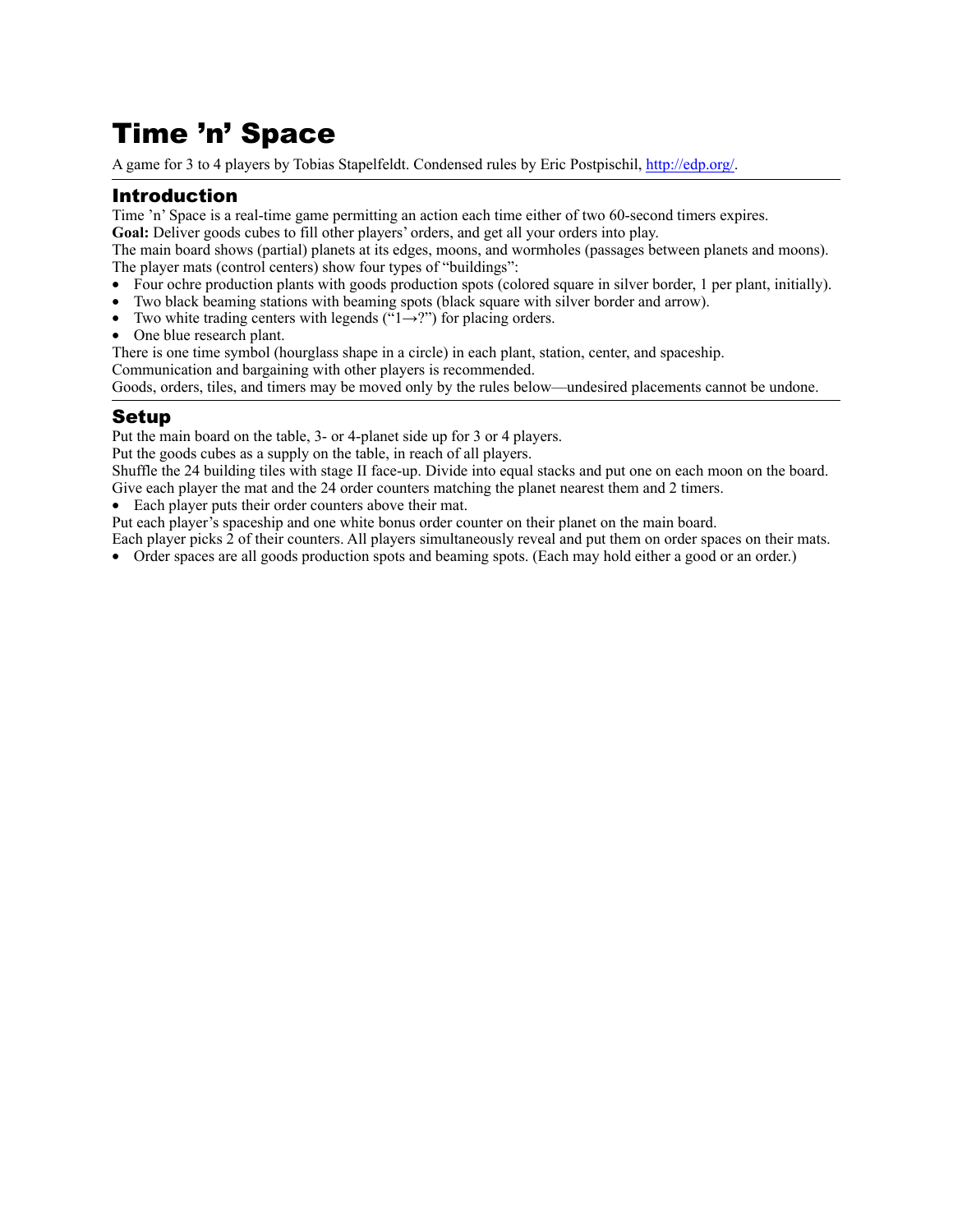# Time ’n’ Space

A game for 3 to 4 players by Tobias Stapelfeldt. Condensed rules by Eric Postpischil, http://edp.org/.

## Introduction

Time ’n’ Space is a real-time game permitting an action each time either of two 60-second timers expires.

**Goal:** Deliver goods cubes to fill other players’ orders, and get all your orders into play.

The main board shows (partial) planets at its edges, moons, and wormholes (passages between planets and moons).

The player mats (control centers) show four types of “buildings”:

- Four ochre production plants with goods production spots (colored square in silver border, 1 per plant, initially).
- Two black beaming stations with beaming spots (black square with silver border and arrow).
- Two white trading centers with legends (“1→?”) for placing orders.
- One blue research plant.

There is one time symbol (hourglass shape in a circle) in each plant, station, center, and spaceship.

Communication and bargaining with other players is recommended.

Goods, orders, tiles, and timers may be moved only by the rules below—undesired placements cannot be undone.

## Setup

Put the main board on the table, 3- or 4-planet side up for 3 or 4 players.

Put the goods cubes as a supply on the table, in reach of all players.

Shuffle the 24 building tiles with stage II face-up. Divide into equal stacks and put one on each moon on the board.

Give each player the mat and the 24 order counters matching the planet nearest them and 2 timers.

- Each player puts their order counters above their mat.

Put each player’s spaceship and one white bonus order counter on their planet on the main board.

Each player picks 2 of their counters. All players simultaneously reveal and put them on order spaces on their mats.

- Order spaces are all goods production spots and beaming spots. (Each may hold either a good or an order.)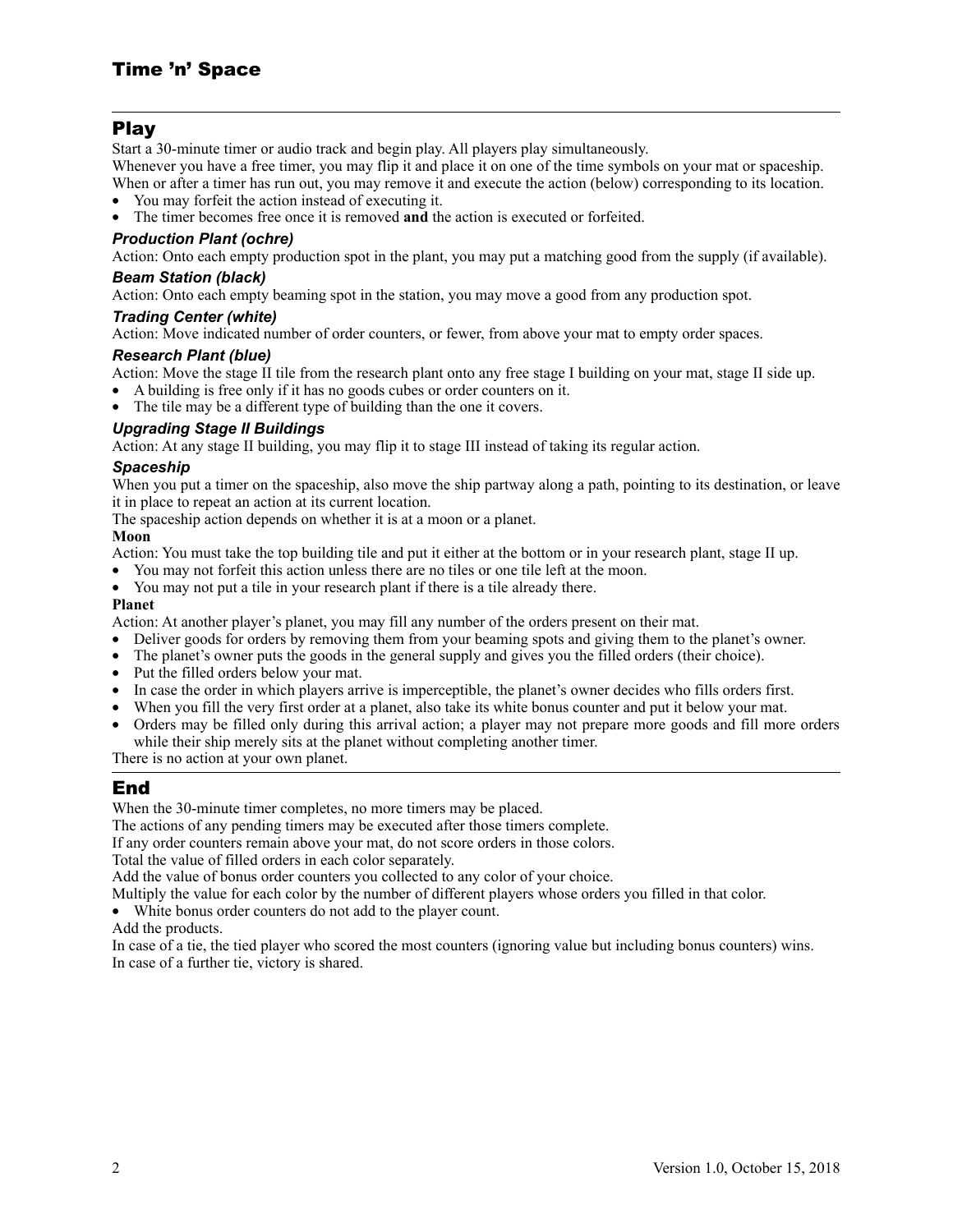## Play

Start a 30-minute timer or audio track and begin play. All players play simultaneously.

Whenever you have a free timer, you may flip it and place it on one of the time symbols on your mat or spaceship.

When or after a timer has run out, you may remove it and execute the action (below) corresponding to its location.

- You may forfeit the action instead of executing it.
- The timer becomes free once it is removed **and** the action is executed or forfeited.

### *Production Plant (ochre)*

Action: Onto each empty production spot in the plant, you may put a matching good from the supply (if available).

### *Beam Station (black)*

Action: Onto each empty beaming spot in the station, you may move a good from any production spot.

### *Trading Center (white)*

Action: Move indicated number of order counters, or fewer, from above your mat to empty order spaces.

### *Research Plant (blue)*

Action: Move the stage II tile from the research plant onto any free stage I building on your mat, stage II side up.

- A building is free only if it has no goods cubes or order counters on it.
- The tile may be a different type of building than the one it covers.

### *Upgrading Stage II Buildings*

Action: At any stage II building, you may flip it to stage III instead of taking its regular action.

### *Spaceship*

When you put a timer on the spaceship, also move the ship partway along a path, pointing to its destination, or leave it in place to repeat an action at its current location.

The spaceship action depends on whether it is at a moon or a planet.

**Moon**

Action: You must take the top building tile and put it either at the bottom or in your research plant, stage II up.

- You may not forfeit this action unless there are no tiles or one tile left at the moon.
- You may not put a tile in your research plant if there is a tile already there.

**Planet**

Action: At another player's planet, you may fill any number of the orders present on their mat.

- Deliver goods for orders by removing them from your beaming spots and giving them to the planet's owner.
- The planet's owner puts the goods in the general supply and gives you the filled orders (their choice).
- Put the filled orders below your mat.
- In case the order in which players arrive is imperceptible, the planet's owner decides who fills orders first.
- When you fill the very first order at a planet, also take its white bonus counter and put it below your mat.
- Orders may be filled only during this arrival action; a player may not prepare more goods and fill more orders while their ship merely sits at the planet without completing another timer.

There is no action at your own planet.

## End

When the 30-minute timer completes, no more timers may be placed.

The actions of any pending timers may be executed after those timers complete.

If any order counters remain above your mat, do not score orders in those colors.

Total the value of filled orders in each color separately.

Add the value of bonus order counters you collected to any color of your choice.

Multiply the value for each color by the number of different players whose orders you filled in that color.

- White bonus order counters do not add to the player count.

Add the products.

In case of a tie, the tied player who scored the most counters (ignoring value but including bonus counters) wins.

In case of a further tie, victory is shared.